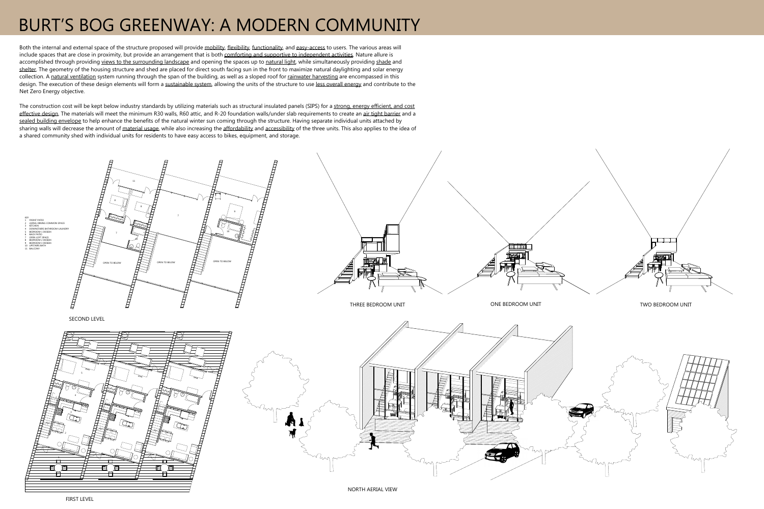# BURT'S BOG GREENWAY: A MODERN COMMUNITY

Both the internal and external space of the structure proposed will provide mobility, flexibility, functionality, and easy-access to users. The various areas will include spaces that are close in proximity, but provide an arrangement that is both comforting and supportive to independent activities. Nature allure is accomplished through providing views to the surrounding landscape and opening the spaces up to natural light, while simultaneously providing shade and shelter. The geometry of the housing structure and shed are placed for direct south facing sun in the front to maximize natural daylighting and solar energy collection. A natural ventilation system running through the span of the building, as well as a sloped roof for rainwater harvesting are encompassed in this design. The execution of these design elements will form a sustainable system, allowing the units of the structure to use less overall energy and contribute to the Net Zero Energy objective.

The construction cost will be kept below industry standards by utilizing materials such as structural insulated panels (SIPS) for a strong, energy efficient, and cost effective design. The materials will meet the minimum R30 walls, R60 attic, and R-20 foundation walls/under slab requirements to create an air tight barrier and a sealed building envelope to help enhance the benefits of the natural winter sun coming through the structure. Having separate individual units attached by sharing walls will decrease the amount of material usage, while also increasing the affordability and accessibility of the three units. This also applies to the idea of a shared community shed with individual units for residents to have easy access to bikes, equipment, and storage.

KEY
1. FRONT PATIO
2. LIVING/DINING COMMON SPACE
3. KITCHEN
4. DOWNSTAIRS BATHROOM/LAUNDRY
5. BEDROOM 1 DESIGN
6. BACK PATIO
7. OPEN LOFT SPACE
8. BEDROOM 2 DESIGN
9. BEDROOM 3 DESIGN
10. UPSTAIRS BATH
11. BALCONY

OPEN TO BELOW

SECOND LEVEL

FIRST LEVEL

THREE BEDROOM UNIT

ONE BEDROOM UNIT

TWO BEDROOM UNIT

NORTH AERIAL VIEW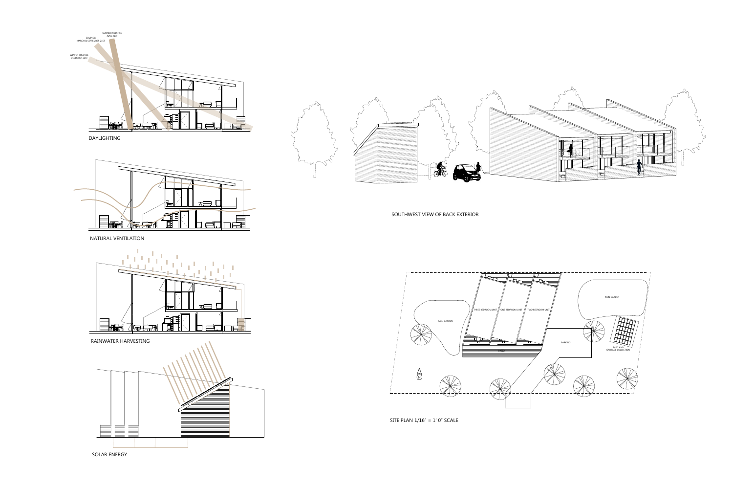SUMMER SOLSTICE
JUNE 21ST

EQUINOX
MARCH & SEPTEMBER 21ST

WINTER SOLSTICE
DECEMBER 21ST

DAYLIGHTING

NATURAL VENTILATION

RAINWATER HARVESTING

SOLAR ENERGY

SOUTHWEST VIEW OF BACK EXTERIOR

THREE BEDROOM UNIT

ONE BEDROOM UNIT

TWO BEDROOM UNIT

RAIN GARDEN

RAIN GARDEN

PATIO

PARKING

SHED AND
GARBAGE COLLECTION

N

SITE PLAN 1/16" = 1' 0" SCALE